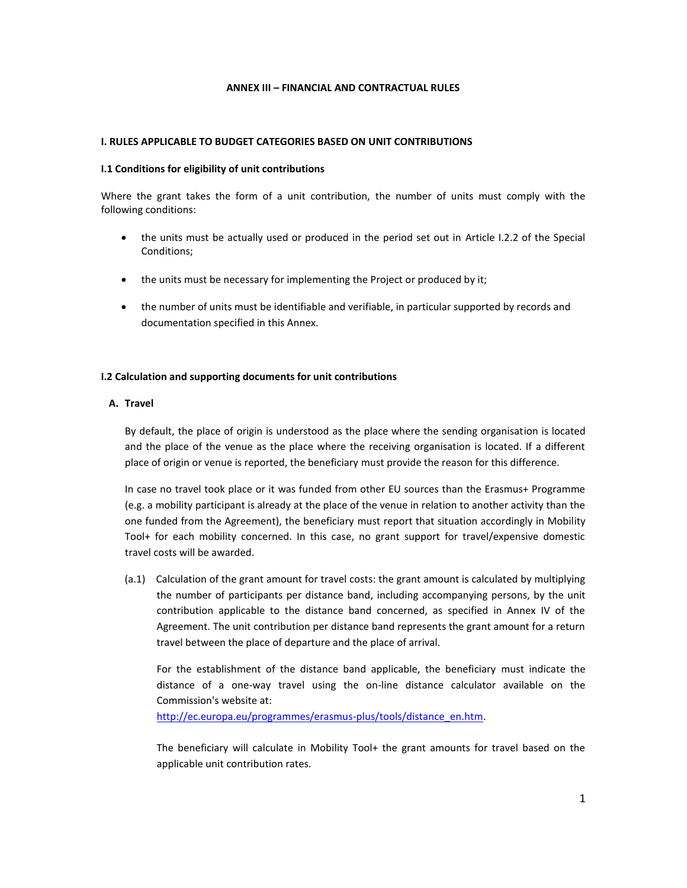# ANNEX III – FINANCIAL AND CONTRACTUAL RULES

## I. RULES APPLICABLE TO BUDGET CATEGORIES BASED ON UNIT CONTRIBUTIONS

### I.1 Conditions for eligibility of unit contributions

Where the grant takes the form of a unit contribution, the number of units must comply with the following conditions:

- the units must be actually used or produced in the period set out in Article I.2.2 of the Special Conditions;
- the units must be necessary for implementing the Project or produced by it;
- the number of units must be identifiable and verifiable, in particular supported by records and documentation specified in this Annex.

### I.2 Calculation and supporting documents for unit contributions

**A. Travel**

By default, the place of origin is understood as the place where the sending organisation is located and the place of the venue as the place where the receiving organisation is located. If a different place of origin or venue is reported, the beneficiary must provide the reason for this difference.

In case no travel took place or it was funded from other EU sources than the Erasmus+ Programme (e.g. a mobility participant is already at the place of the venue in relation to another activity than the one funded from the Agreement), the beneficiary must report that situation accordingly in Mobility Tool+ for each mobility concerned. In this case, no grant support for travel/expensive domestic travel costs will be awarded.

(a.1) Calculation of the grant amount for travel costs: the grant amount is calculated by multiplying the number of participants per distance band, including accompanying persons, by the unit contribution applicable to the distance band concerned, as specified in Annex IV of the Agreement. The unit contribution per distance band represents the grant amount for a return travel between the place of departure and the place of arrival.

For the establishment of the distance band applicable, the beneficiary must indicate the distance of a one-way travel using the on-line distance calculator available on the Commission's website at: http://ec.europa.eu/programmes/erasmus-plus/tools/distance_en.htm.

The beneficiary will calculate in Mobility Tool+ the grant amounts for travel based on the applicable unit contribution rates.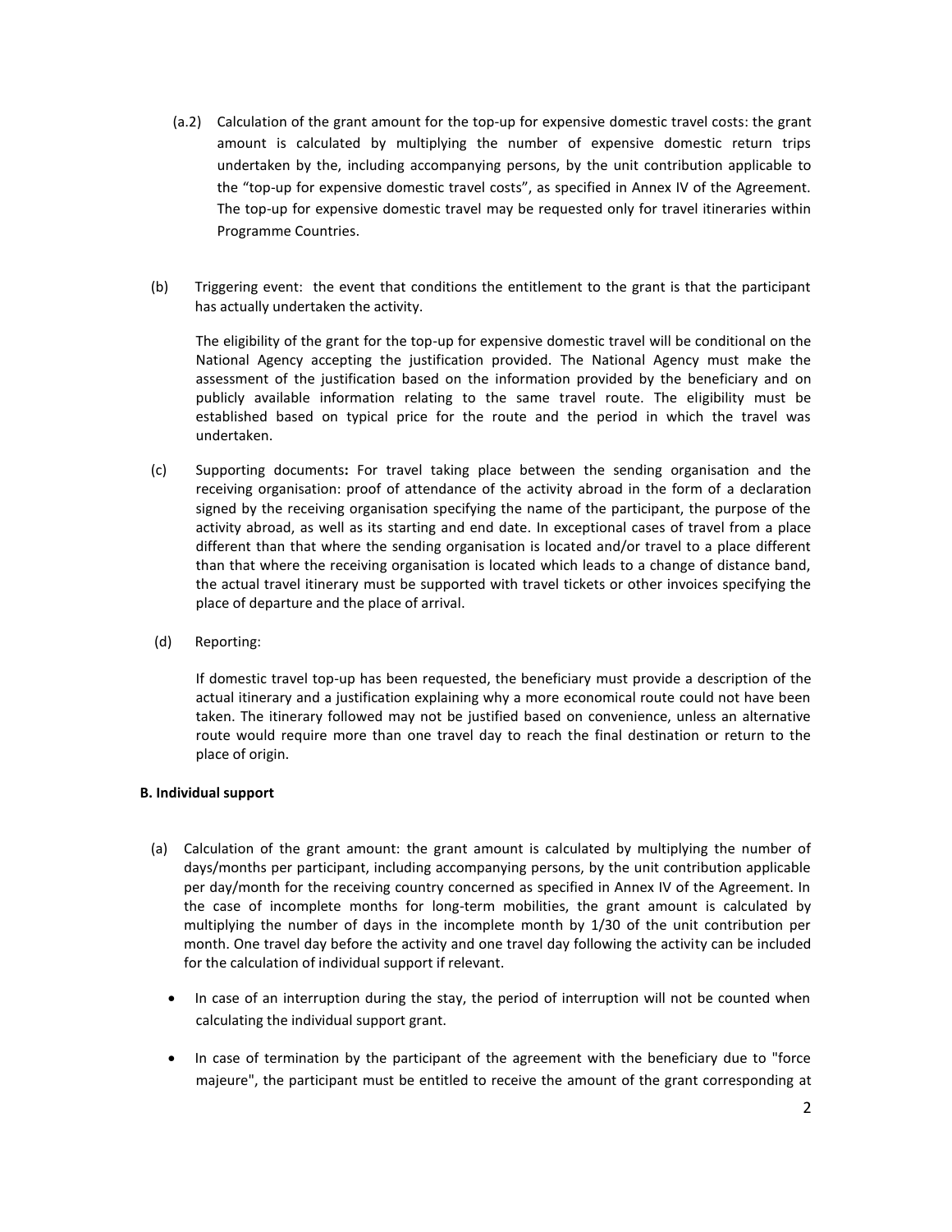(a.2) Calculation of the grant amount for the top-up for expensive domestic travel costs: the grant amount is calculated by multiplying the number of expensive domestic return trips undertaken by the, including accompanying persons, by the unit contribution applicable to the "top-up for expensive domestic travel costs", as specified in Annex IV of the Agreement. The top-up for expensive domestic travel may be requested only for travel itineraries within Programme Countries.

(b) Triggering event: the event that conditions the entitlement to the grant is that the participant has actually undertaken the activity.

The eligibility of the grant for the top-up for expensive domestic travel will be conditional on the National Agency accepting the justification provided. The National Agency must make the assessment of the justification based on the information provided by the beneficiary and on publicly available information relating to the same travel route. The eligibility must be established based on typical price for the route and the period in which the travel was undertaken.

(c) Supporting documents**:** For travel taking place between the sending organisation and the receiving organisation: proof of attendance of the activity abroad in the form of a declaration signed by the receiving organisation specifying the name of the participant, the purpose of the activity abroad, as well as its starting and end date. In exceptional cases of travel from a place different than that where the sending organisation is located and/or travel to a place different than that where the receiving organisation is located which leads to a change of distance band, the actual travel itinerary must be supported with travel tickets or other invoices specifying the place of departure and the place of arrival.

(d) Reporting:

If domestic travel top-up has been requested, the beneficiary must provide a description of the actual itinerary and a justification explaining why a more economical route could not have been taken. The itinerary followed may not be justified based on convenience, unless an alternative route would require more than one travel day to reach the final destination or return to the place of origin.

**B. Individual support**

(a) Calculation of the grant amount: the grant amount is calculated by multiplying the number of days/months per participant, including accompanying persons, by the unit contribution applicable per day/month for the receiving country concerned as specified in Annex IV of the Agreement. In the case of incomplete months for long-term mobilities, the grant amount is calculated by multiplying the number of days in the incomplete month by 1/30 of the unit contribution per month. One travel day before the activity and one travel day following the activity can be included for the calculation of individual support if relevant.

- In case of an interruption during the stay, the period of interruption will not be counted when calculating the individual support grant.
- In case of termination by the participant of the agreement with the beneficiary due to "force majeure", the participant must be entitled to receive the amount of the grant corresponding at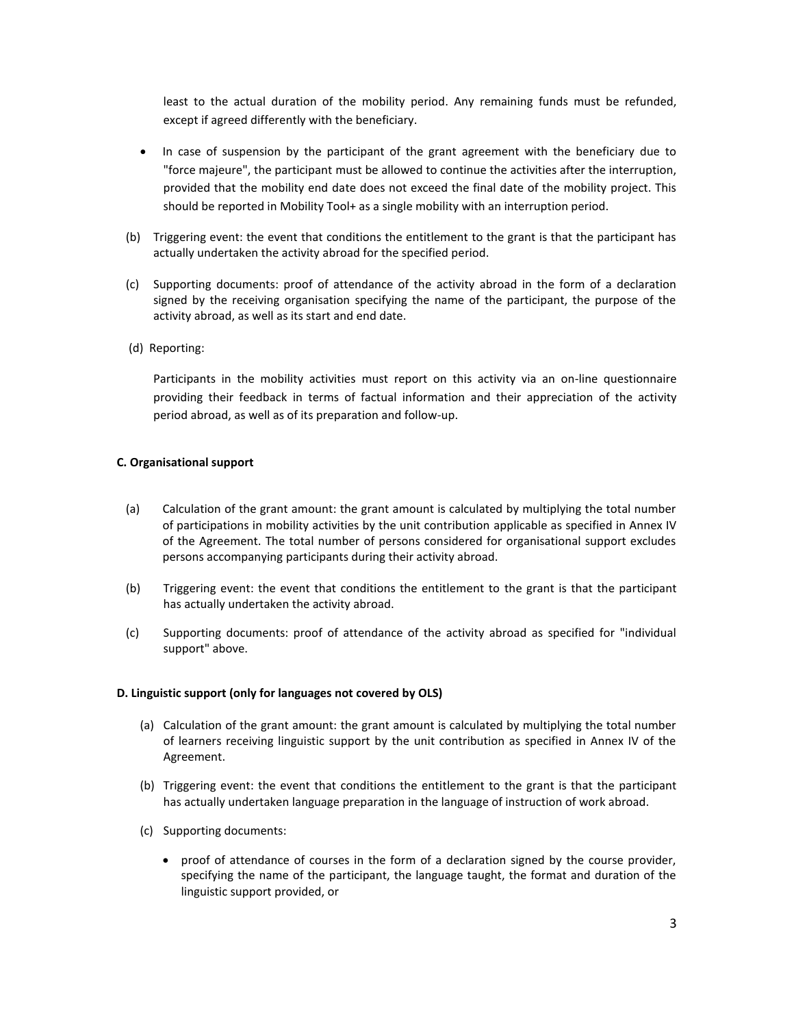least to the actual duration of the mobility period. Any remaining funds must be refunded, except if agreed differently with the beneficiary.

- In case of suspension by the participant of the grant agreement with the beneficiary due to "force majeure", the participant must be allowed to continue the activities after the interruption, provided that the mobility end date does not exceed the final date of the mobility project. This should be reported in Mobility Tool+ as a single mobility with an interruption period.

(b) Triggering event: the event that conditions the entitlement to the grant is that the participant has actually undertaken the activity abroad for the specified period.

(c) Supporting documents: proof of attendance of the activity abroad in the form of a declaration signed by the receiving organisation specifying the name of the participant, the purpose of the activity abroad, as well as its start and end date.

(d) Reporting:

Participants in the mobility activities must report on this activity via an on-line questionnaire providing their feedback in terms of factual information and their appreciation of the activity period abroad, as well as of its preparation and follow-up.

**C. Organisational support**

(a) Calculation of the grant amount: the grant amount is calculated by multiplying the total number of participations in mobility activities by the unit contribution applicable as specified in Annex IV of the Agreement. The total number of persons considered for organisational support excludes persons accompanying participants during their activity abroad.

(b) Triggering event: the event that conditions the entitlement to the grant is that the participant has actually undertaken the activity abroad.

(c) Supporting documents: proof of attendance of the activity abroad as specified for "individual support" above.

**D. Linguistic support (only for languages not covered by OLS)**

(a) Calculation of the grant amount: the grant amount is calculated by multiplying the total number of learners receiving linguistic support by the unit contribution as specified in Annex IV of the Agreement.

(b) Triggering event: the event that conditions the entitlement to the grant is that the participant has actually undertaken language preparation in the language of instruction of work abroad.

(c) Supporting documents:

- proof of attendance of courses in the form of a declaration signed by the course provider, specifying the name of the participant, the language taught, the format and duration of the linguistic support provided, or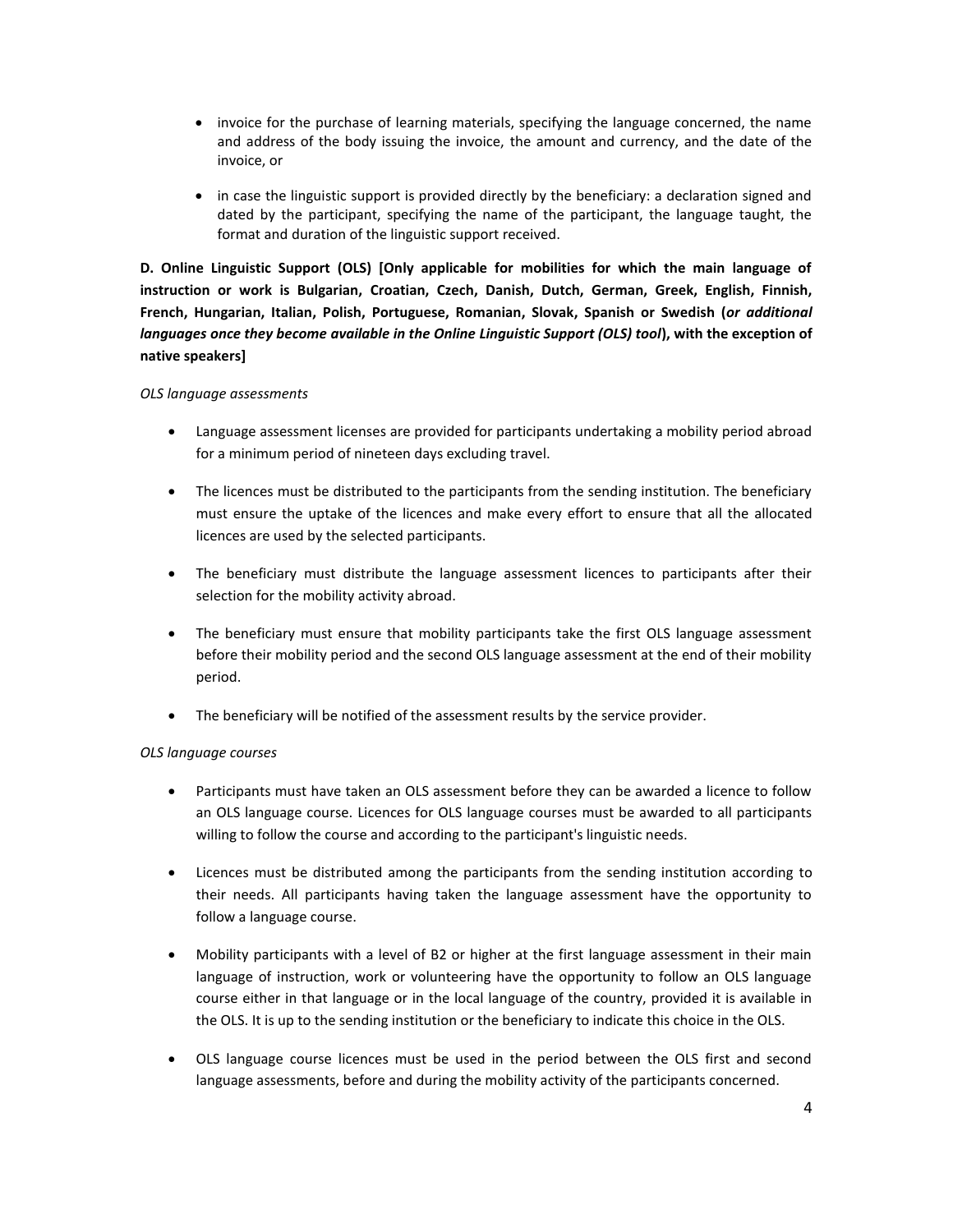- invoice for the purchase of learning materials, specifying the language concerned, the name and address of the body issuing the invoice, the amount and currency, and the date of the invoice, or

- in case the linguistic support is provided directly by the beneficiary: a declaration signed and dated by the participant, specifying the name of the participant, the language taught, the format and duration of the linguistic support received.

**D. Online Linguistic Support (OLS) [Only applicable for mobilities for which the main language of instruction or work is Bulgarian, Croatian, Czech, Danish, Dutch, German, Greek, English, Finnish, French, Hungarian, Italian, Polish, Portuguese, Romanian, Slovak, Spanish or Swedish (*or additional languages once they become available in the Online Linguistic Support (OLS) tool*), with the exception of native speakers]**

*OLS language assessments*

- Language assessment licenses are provided for participants undertaking a mobility period abroad for a minimum period of nineteen days excluding travel.

- The licences must be distributed to the participants from the sending institution. The beneficiary must ensure the uptake of the licences and make every effort to ensure that all the allocated licences are used by the selected participants.

- The beneficiary must distribute the language assessment licences to participants after their selection for the mobility activity abroad.

- The beneficiary must ensure that mobility participants take the first OLS language assessment before their mobility period and the second OLS language assessment at the end of their mobility period.

- The beneficiary will be notified of the assessment results by the service provider.

*OLS language courses*

- Participants must have taken an OLS assessment before they can be awarded a licence to follow an OLS language course. Licences for OLS language courses must be awarded to all participants willing to follow the course and according to the participant's linguistic needs.

- Licences must be distributed among the participants from the sending institution according to their needs. All participants having taken the language assessment have the opportunity to follow a language course.

- Mobility participants with a level of B2 or higher at the first language assessment in their main language of instruction, work or volunteering have the opportunity to follow an OLS language course either in that language or in the local language of the country, provided it is available in the OLS. It is up to the sending institution or the beneficiary to indicate this choice in the OLS.

- OLS language course licences must be used in the period between the OLS first and second language assessments, before and during the mobility activity of the participants concerned.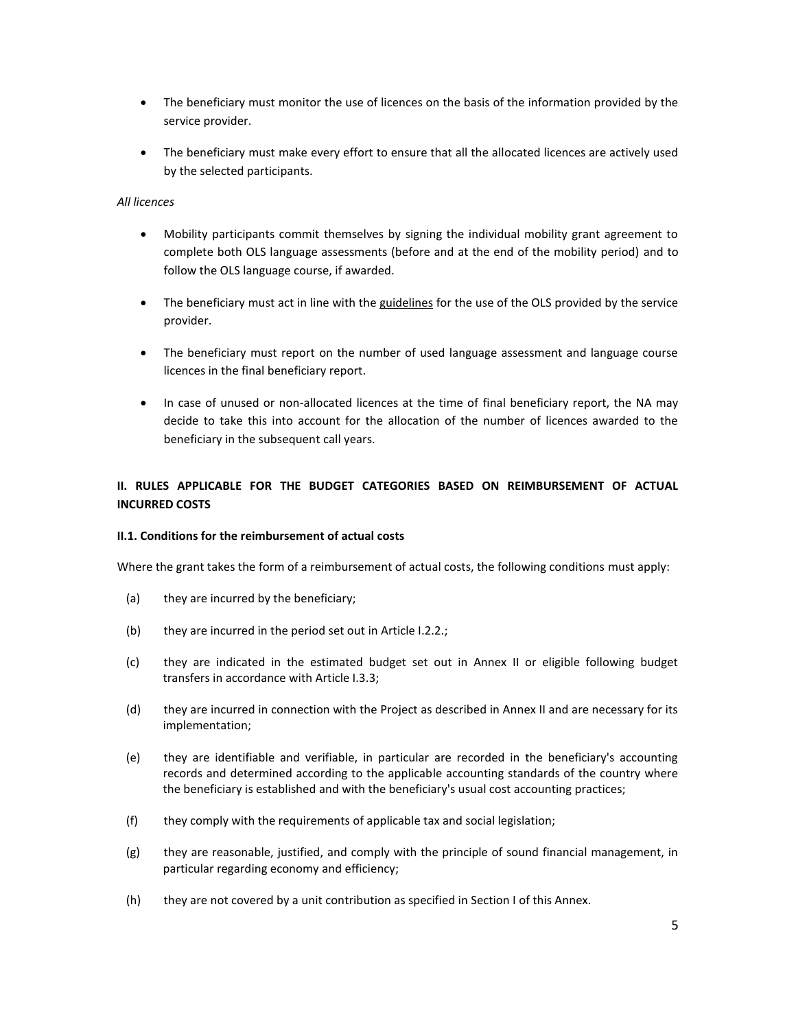- The beneficiary must monitor the use of licences on the basis of the information provided by the service provider.
- The beneficiary must make every effort to ensure that all the allocated licences are actively used by the selected participants.

*All licences*

- Mobility participants commit themselves by signing the individual mobility grant agreement to complete both OLS language assessments (before and at the end of the mobility period) and to follow the OLS language course, if awarded.
- The beneficiary must act in line with the guidelines for the use of the OLS provided by the service provider.
- The beneficiary must report on the number of used language assessment and language course licences in the final beneficiary report.
- In case of unused or non-allocated licences at the time of final beneficiary report, the NA may decide to take this into account for the allocation of the number of licences awarded to the beneficiary in the subsequent call years.

## II. RULES APPLICABLE FOR THE BUDGET CATEGORIES BASED ON REIMBURSEMENT OF ACTUAL INCURRED COSTS

### II.1. Conditions for the reimbursement of actual costs

Where the grant takes the form of a reimbursement of actual costs, the following conditions must apply:

(a) they are incurred by the beneficiary;

(b) they are incurred in the period set out in Article I.2.2.;

(c) they are indicated in the estimated budget set out in Annex II or eligible following budget transfers in accordance with Article I.3.3;

(d) they are incurred in connection with the Project as described in Annex II and are necessary for its implementation;

(e) they are identifiable and verifiable, in particular are recorded in the beneficiary's accounting records and determined according to the applicable accounting standards of the country where the beneficiary is established and with the beneficiary's usual cost accounting practices;

(f) they comply with the requirements of applicable tax and social legislation;

(g) they are reasonable, justified, and comply with the principle of sound financial management, in particular regarding economy and efficiency;

(h) they are not covered by a unit contribution as specified in Section I of this Annex.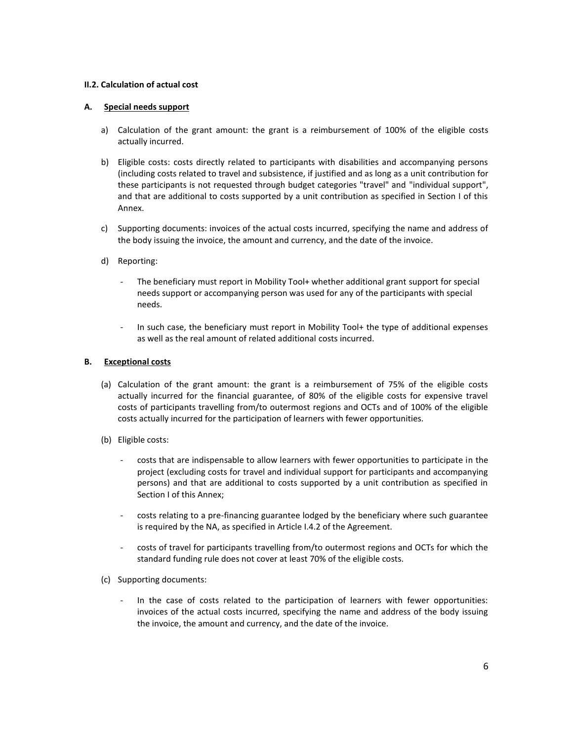**II.2. Calculation of actual cost**

**A. <u>Special needs support</u>**

a) Calculation of the grant amount: the grant is a reimbursement of 100% of the eligible costs actually incurred.

b) Eligible costs: costs directly related to participants with disabilities and accompanying persons (including costs related to travel and subsistence, if justified and as long as a unit contribution for these participants is not requested through budget categories "travel" and "individual support", and that are additional to costs supported by a unit contribution as specified in Section I of this Annex.

c) Supporting documents: invoices of the actual costs incurred, specifying the name and address of the body issuing the invoice, the amount and currency, and the date of the invoice.

d) Reporting:

- The beneficiary must report in Mobility Tool+ whether additional grant support for special needs support or accompanying person was used for any of the participants with special needs.

- In such case, the beneficiary must report in Mobility Tool+ the type of additional expenses as well as the real amount of related additional costs incurred.

**B. <u>Exceptional costs</u>**

(a) Calculation of the grant amount: the grant is a reimbursement of 75% of the eligible costs actually incurred for the financial guarantee, of 80% of the eligible costs for expensive travel costs of participants travelling from/to outermost regions and OCTs and of 100% of the eligible costs actually incurred for the participation of learners with fewer opportunities.

(b) Eligible costs:

- costs that are indispensable to allow learners with fewer opportunities to participate in the project (excluding costs for travel and individual support for participants and accompanying persons) and that are additional to costs supported by a unit contribution as specified in Section I of this Annex;

- costs relating to a pre-financing guarantee lodged by the beneficiary where such guarantee is required by the NA, as specified in Article I.4.2 of the Agreement.

- costs of travel for participants travelling from/to outermost regions and OCTs for which the standard funding rule does not cover at least 70% of the eligible costs.

(c) Supporting documents:

- In the case of costs related to the participation of learners with fewer opportunities: invoices of the actual costs incurred, specifying the name and address of the body issuing the invoice, the amount and currency, and the date of the invoice.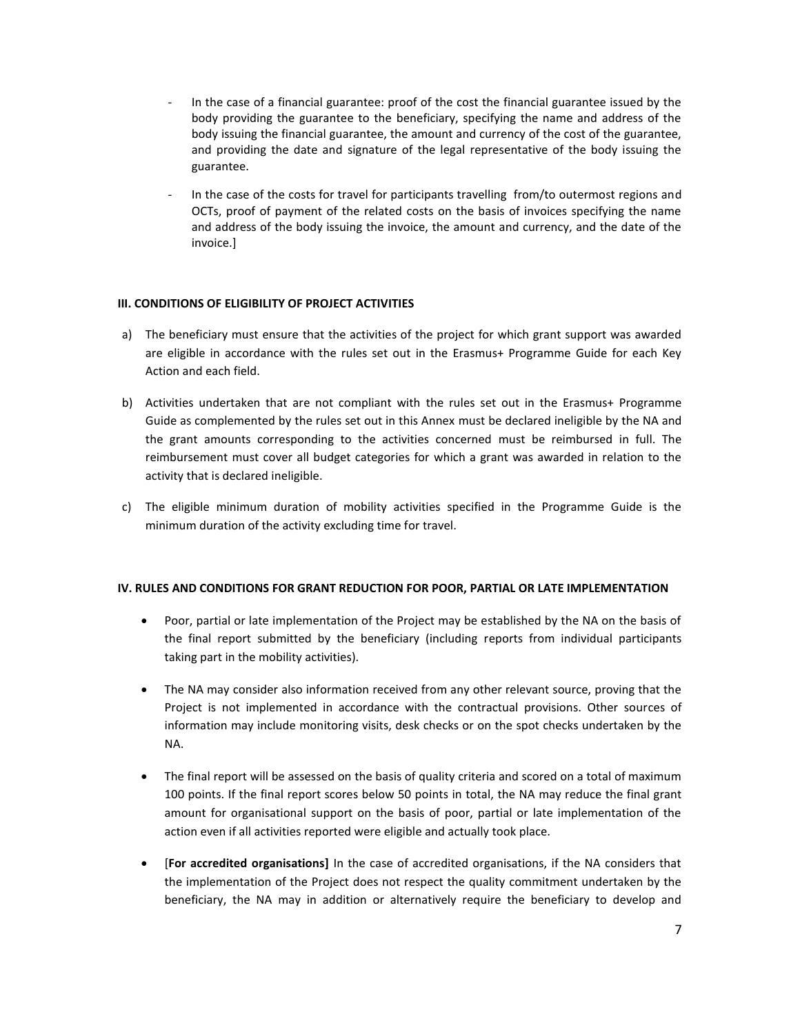- In the case of a financial guarantee: proof of the cost the financial guarantee issued by the body providing the guarantee to the beneficiary, specifying the name and address of the body issuing the financial guarantee, the amount and currency of the cost of the guarantee, and providing the date and signature of the legal representative of the body issuing the guarantee.

- In the case of the costs for travel for participants travelling from/to outermost regions and OCTs, proof of payment of the related costs on the basis of invoices specifying the name and address of the body issuing the invoice, the amount and currency, and the date of the invoice.]

**III. CONDITIONS OF ELIGIBILITY OF PROJECT ACTIVITIES**

a) The beneficiary must ensure that the activities of the project for which grant support was awarded are eligible in accordance with the rules set out in the Erasmus+ Programme Guide for each Key Action and each field.

b) Activities undertaken that are not compliant with the rules set out in the Erasmus+ Programme Guide as complemented by the rules set out in this Annex must be declared ineligible by the NA and the grant amounts corresponding to the activities concerned must be reimbursed in full. The reimbursement must cover all budget categories for which a grant was awarded in relation to the activity that is declared ineligible.

c) The eligible minimum duration of mobility activities specified in the Programme Guide is the minimum duration of the activity excluding time for travel.

**IV. RULES AND CONDITIONS FOR GRANT REDUCTION FOR POOR, PARTIAL OR LATE IMPLEMENTATION**

- Poor, partial or late implementation of the Project may be established by the NA on the basis of the final report submitted by the beneficiary (including reports from individual participants taking part in the mobility activities).

- The NA may consider also information received from any other relevant source, proving that the Project is not implemented in accordance with the contractual provisions. Other sources of information may include monitoring visits, desk checks or on the spot checks undertaken by the NA.

- The final report will be assessed on the basis of quality criteria and scored on a total of maximum 100 points. If the final report scores below 50 points in total, the NA may reduce the final grant amount for organisational support on the basis of poor, partial or late implementation of the action even if all activities reported were eligible and actually took place.

- [**For accredited organisations]** In the case of accredited organisations, if the NA considers that the implementation of the Project does not respect the quality commitment undertaken by the beneficiary, the NA may in addition or alternatively require the beneficiary to develop and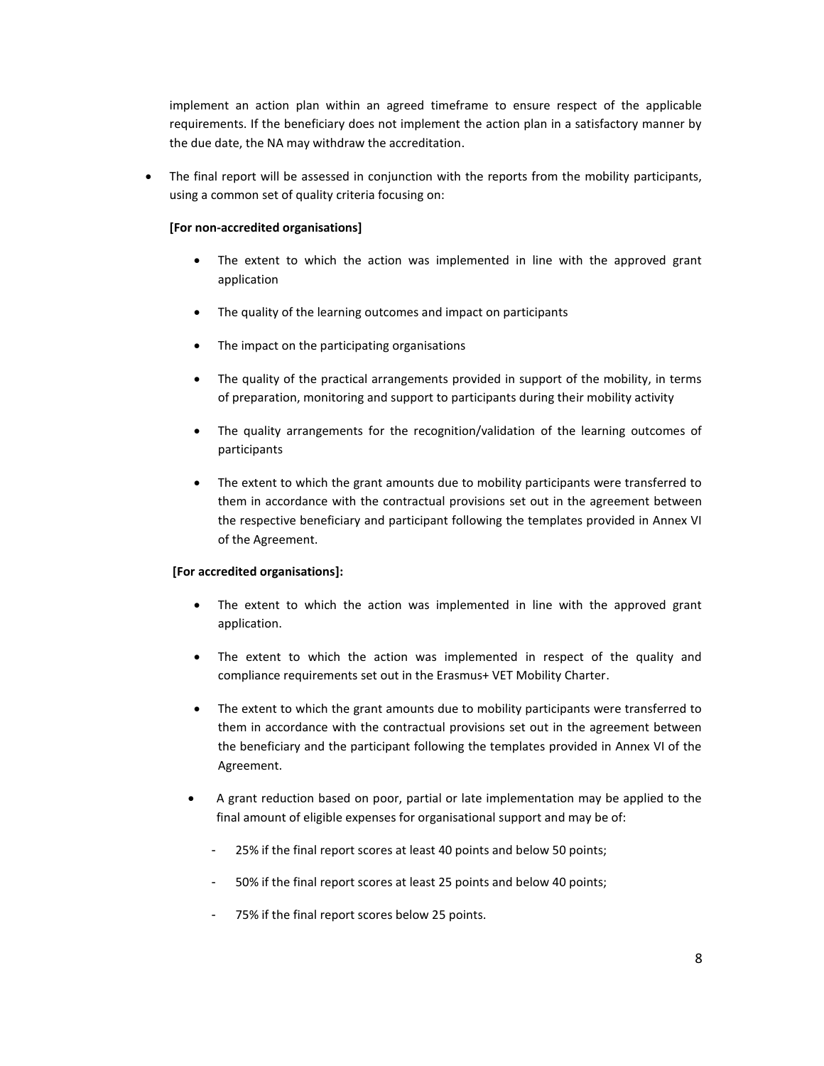implement an action plan within an agreed timeframe to ensure respect of the applicable requirements. If the beneficiary does not implement the action plan in a satisfactory manner by the due date, the NA may withdraw the accreditation.

- The final report will be assessed in conjunction with the reports from the mobility participants, using a common set of quality criteria focusing on:

  **[For non-accredited organisations]**

  - The extent to which the action was implemented in line with the approved grant application
  - The quality of the learning outcomes and impact on participants
  - The impact on the participating organisations
  - The quality of the practical arrangements provided in support of the mobility, in terms of preparation, monitoring and support to participants during their mobility activity
  - The quality arrangements for the recognition/validation of the learning outcomes of participants
  - The extent to which the grant amounts due to mobility participants were transferred to them in accordance with the contractual provisions set out in the agreement between the respective beneficiary and participant following the templates provided in Annex VI of the Agreement.

  **[For accredited organisations]:**

  - The extent to which the action was implemented in line with the approved grant application.
  - The extent to which the action was implemented in respect of the quality and compliance requirements set out in the Erasmus+ VET Mobility Charter.
  - The extent to which the grant amounts due to mobility participants were transferred to them in accordance with the contractual provisions set out in the agreement between the beneficiary and the participant following the templates provided in Annex VI of the Agreement.

- A grant reduction based on poor, partial or late implementation may be applied to the final amount of eligible expenses for organisational support and may be of:

  - 25% if the final report scores at least 40 points and below 50 points;
  - 50% if the final report scores at least 25 points and below 40 points;
  - 75% if the final report scores below 25 points.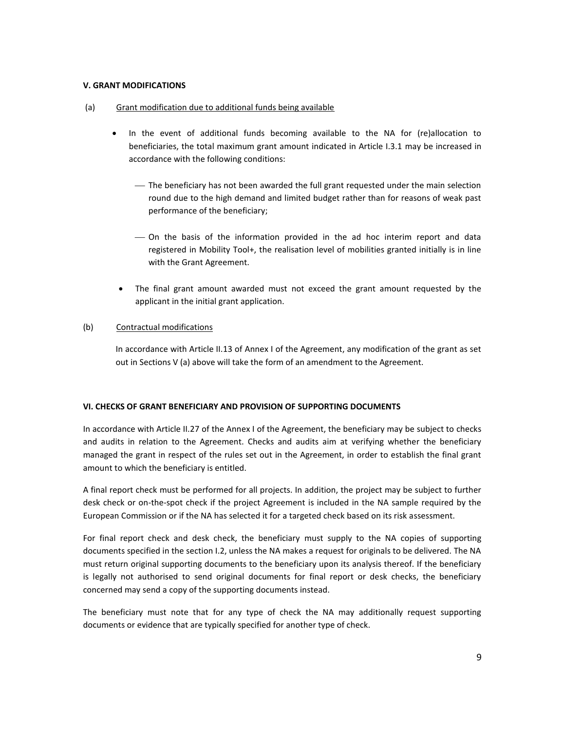## V. GRANT MODIFICATIONS

(a) <u>Grant modification due to additional funds being available</u>

- In the event of additional funds becoming available to the NA for (re)allocation to beneficiaries, the total maximum grant amount indicated in Article I.3.1 may be increased in accordance with the following conditions:
  - The beneficiary has not been awarded the full grant requested under the main selection round due to the high demand and limited budget rather than for reasons of weak past performance of the beneficiary;
  - On the basis of the information provided in the ad hoc interim report and data registered in Mobility Tool+, the realisation level of mobilities granted initially is in line with the Grant Agreement.
- The final grant amount awarded must not exceed the grant amount requested by the applicant in the initial grant application.

(b) <u>Contractual modifications</u>

In accordance with Article II.13 of Annex I of the Agreement, any modification of the grant as set out in Sections V (a) above will take the form of an amendment to the Agreement.

## VI. CHECKS OF GRANT BENEFICIARY AND PROVISION OF SUPPORTING DOCUMENTS

In accordance with Article II.27 of the Annex I of the Agreement, the beneficiary may be subject to checks and audits in relation to the Agreement. Checks and audits aim at verifying whether the beneficiary managed the grant in respect of the rules set out in the Agreement, in order to establish the final grant amount to which the beneficiary is entitled.

A final report check must be performed for all projects. In addition, the project may be subject to further desk check or on-the-spot check if the project Agreement is included in the NA sample required by the European Commission or if the NA has selected it for a targeted check based on its risk assessment.

For final report check and desk check, the beneficiary must supply to the NA copies of supporting documents specified in the section I.2, unless the NA makes a request for originals to be delivered. The NA must return original supporting documents to the beneficiary upon its analysis thereof. If the beneficiary is legally not authorised to send original documents for final report or desk checks, the beneficiary concerned may send a copy of the supporting documents instead.

The beneficiary must note that for any type of check the NA may additionally request supporting documents or evidence that are typically specified for another type of check.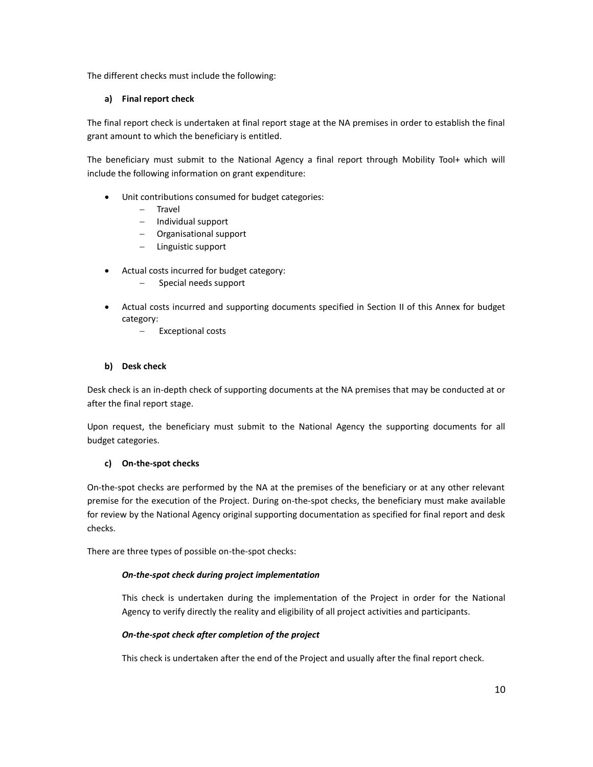The different checks must include the following:

**a) Final report check**

The final report check is undertaken at final report stage at the NA premises in order to establish the final grant amount to which the beneficiary is entitled.

The beneficiary must submit to the National Agency a final report through Mobility Tool+ which will include the following information on grant expenditure:

- Unit contributions consumed for budget categories:
  - Travel
  - Individual support
  - Organisational support
  - Linguistic support
- Actual costs incurred for budget category:
  - Special needs support
- Actual costs incurred and supporting documents specified in Section II of this Annex for budget category:
  - Exceptional costs

**b) Desk check**

Desk check is an in-depth check of supporting documents at the NA premises that may be conducted at or after the final report stage.

Upon request, the beneficiary must submit to the National Agency the supporting documents for all budget categories.

**c) On-the-spot checks**

On-the-spot checks are performed by the NA at the premises of the beneficiary or at any other relevant premise for the execution of the Project. During on-the-spot checks, the beneficiary must make available for review by the National Agency original supporting documentation as specified for final report and desk checks.

There are three types of possible on-the-spot checks:

***On-the-spot check during project implementation***

This check is undertaken during the implementation of the Project in order for the National Agency to verify directly the reality and eligibility of all project activities and participants.

***On-the-spot check after completion of the project***

This check is undertaken after the end of the Project and usually after the final report check.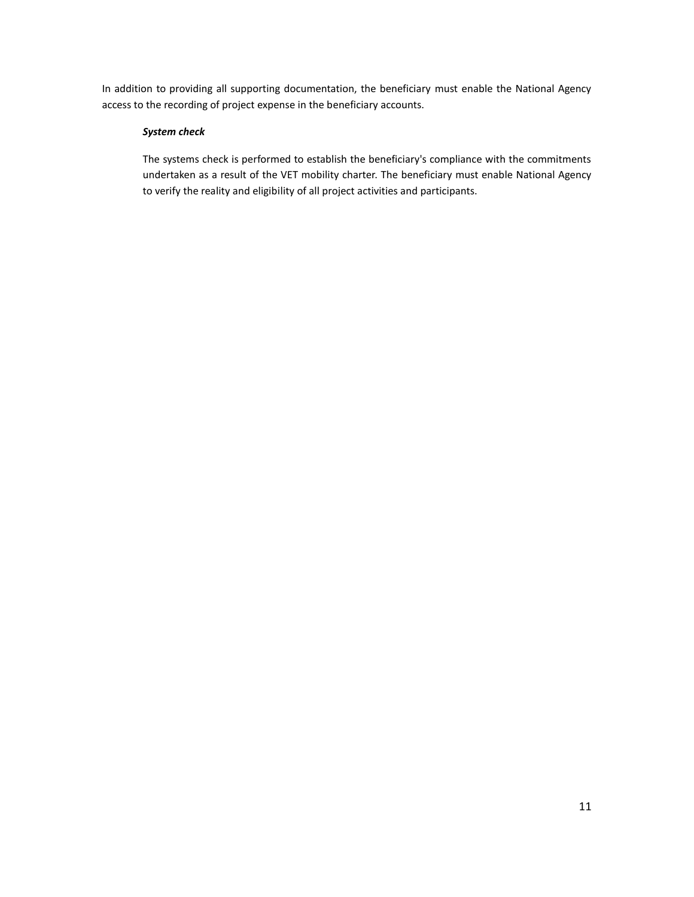In addition to providing all supporting documentation, the beneficiary must enable the National Agency access to the recording of project expense in the beneficiary accounts.

***System check***

The systems check is performed to establish the beneficiary's compliance with the commitments undertaken as a result of the VET mobility charter. The beneficiary must enable National Agency to verify the reality and eligibility of all project activities and participants.